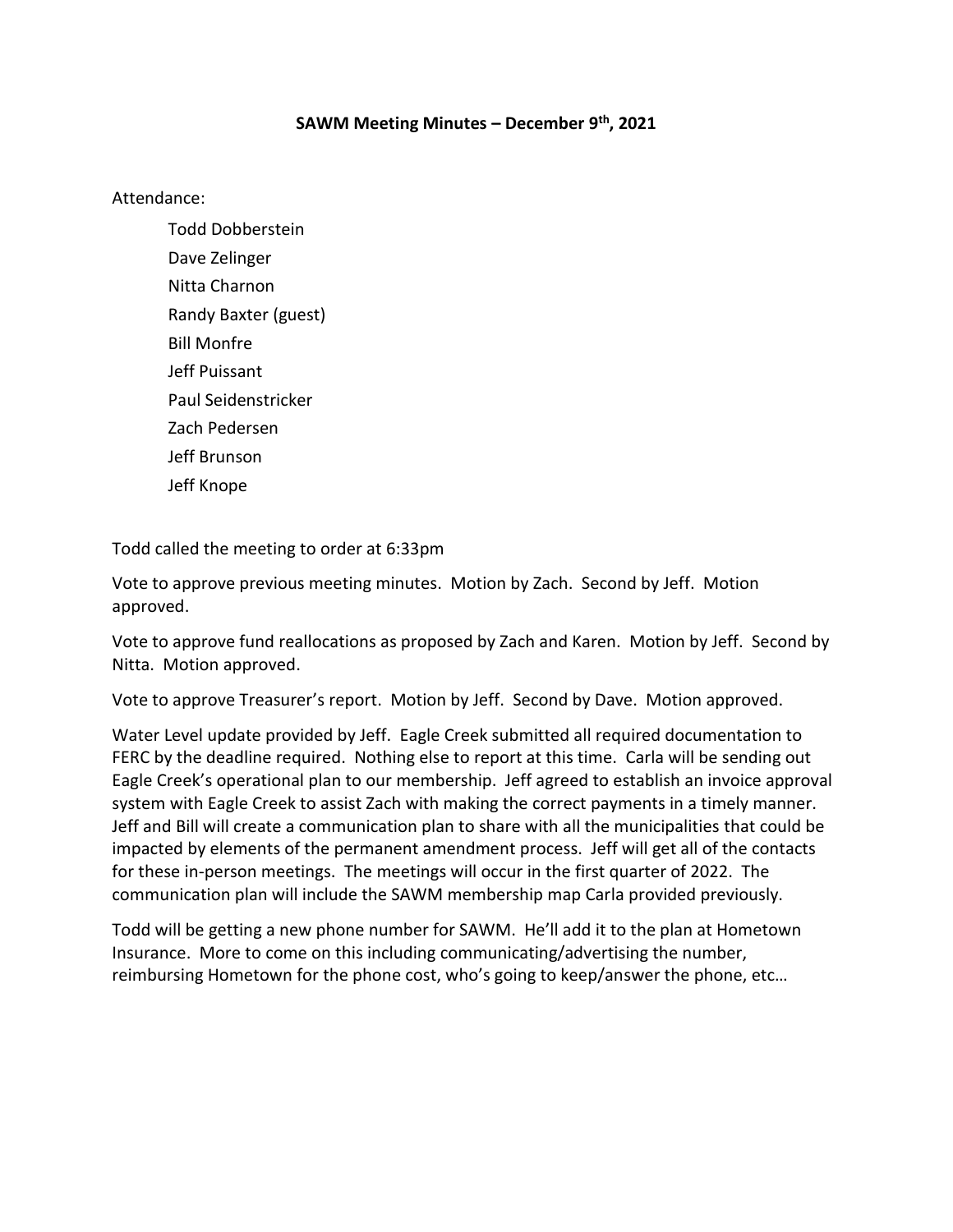**SAWM Meeting Minutes – December 9th, 2021**

Attendance:

- Todd Dobberstein
- Dave Zelinger
- Nitta Charnon
- Randy Baxter (guest)
- Bill Monfre
- Jeff Puissant
- Paul Seidenstricker
- Zach Pedersen
- Jeff Brunson
- Jeff Knope

Todd called the meeting to order at 6:33pm

Vote to approve previous meeting minutes. Motion by Zach. Second by Jeff. Motion approved.

Vote to approve fund reallocations as proposed by Zach and Karen. Motion by Jeff. Second by Nitta. Motion approved.

Vote to approve Treasurer's report. Motion by Jeff. Second by Dave. Motion approved.

Water Level update provided by Jeff. Eagle Creek submitted all required documentation to FERC by the deadline required. Nothing else to report at this time. Carla will be sending out Eagle Creek's operational plan to our membership. Jeff agreed to establish an invoice approval system with Eagle Creek to assist Zach with making the correct payments in a timely manner. Jeff and Bill will create a communication plan to share with all the municipalities that could be impacted by elements of the permanent amendment process. Jeff will get all of the contacts for these in-person meetings. The meetings will occur in the first quarter of 2022. The communication plan will include the SAWM membership map Carla provided previously.

Todd will be getting a new phone number for SAWM. He'll add it to the plan at Hometown Insurance. More to come on this including communicating/advertising the number, reimbursing Hometown for the phone cost, who's going to keep/answer the phone, etc…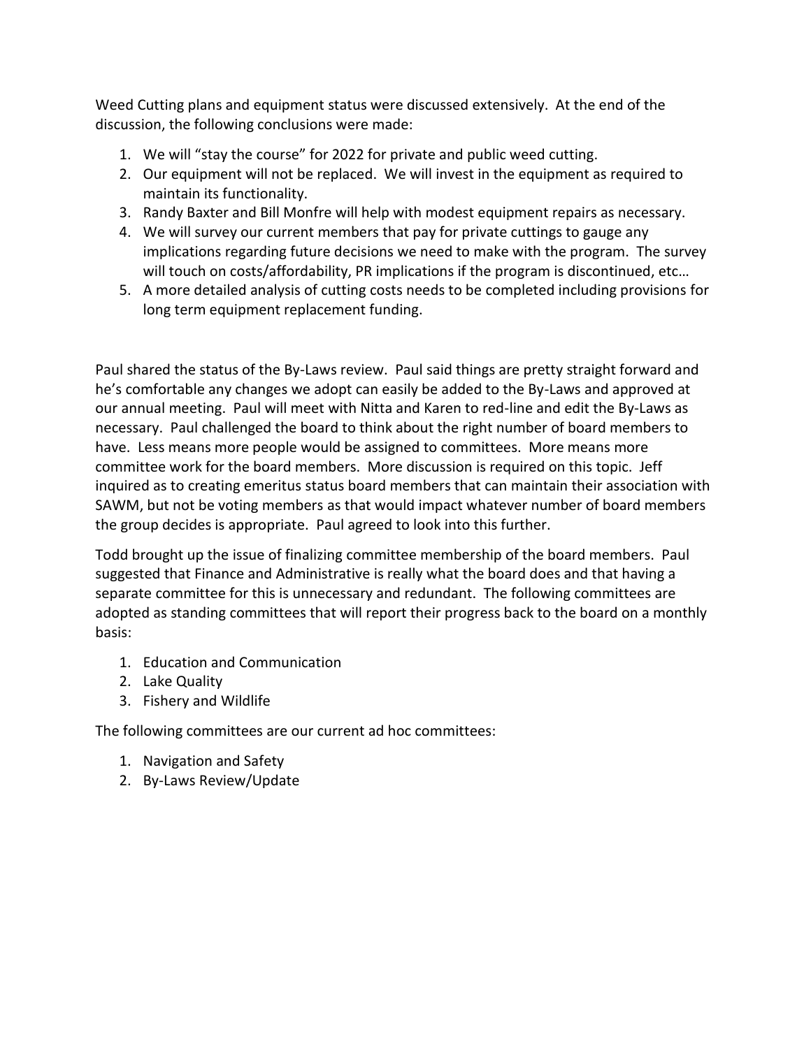Weed Cutting plans and equipment status were discussed extensively. At the end of the discussion, the following conclusions were made:

1. We will "stay the course" for 2022 for private and public weed cutting.
2. Our equipment will not be replaced. We will invest in the equipment as required to maintain its functionality.
3. Randy Baxter and Bill Monfre will help with modest equipment repairs as necessary.
4. We will survey our current members that pay for private cuttings to gauge any implications regarding future decisions we need to make with the program. The survey will touch on costs/affordability, PR implications if the program is discontinued, etc…
5. A more detailed analysis of cutting costs needs to be completed including provisions for long term equipment replacement funding.

Paul shared the status of the By-Laws review. Paul said things are pretty straight forward and he's comfortable any changes we adopt can easily be added to the By-Laws and approved at our annual meeting. Paul will meet with Nitta and Karen to red-line and edit the By-Laws as necessary. Paul challenged the board to think about the right number of board members to have. Less means more people would be assigned to committees. More means more committee work for the board members. More discussion is required on this topic. Jeff inquired as to creating emeritus status board members that can maintain their association with SAWM, but not be voting members as that would impact whatever number of board members the group decides is appropriate. Paul agreed to look into this further.

Todd brought up the issue of finalizing committee membership of the board members. Paul suggested that Finance and Administrative is really what the board does and that having a separate committee for this is unnecessary and redundant. The following committees are adopted as standing committees that will report their progress back to the board on a monthly basis:

1. Education and Communication
2. Lake Quality
3. Fishery and Wildlife

The following committees are our current ad hoc committees:

1. Navigation and Safety
2. By-Laws Review/Update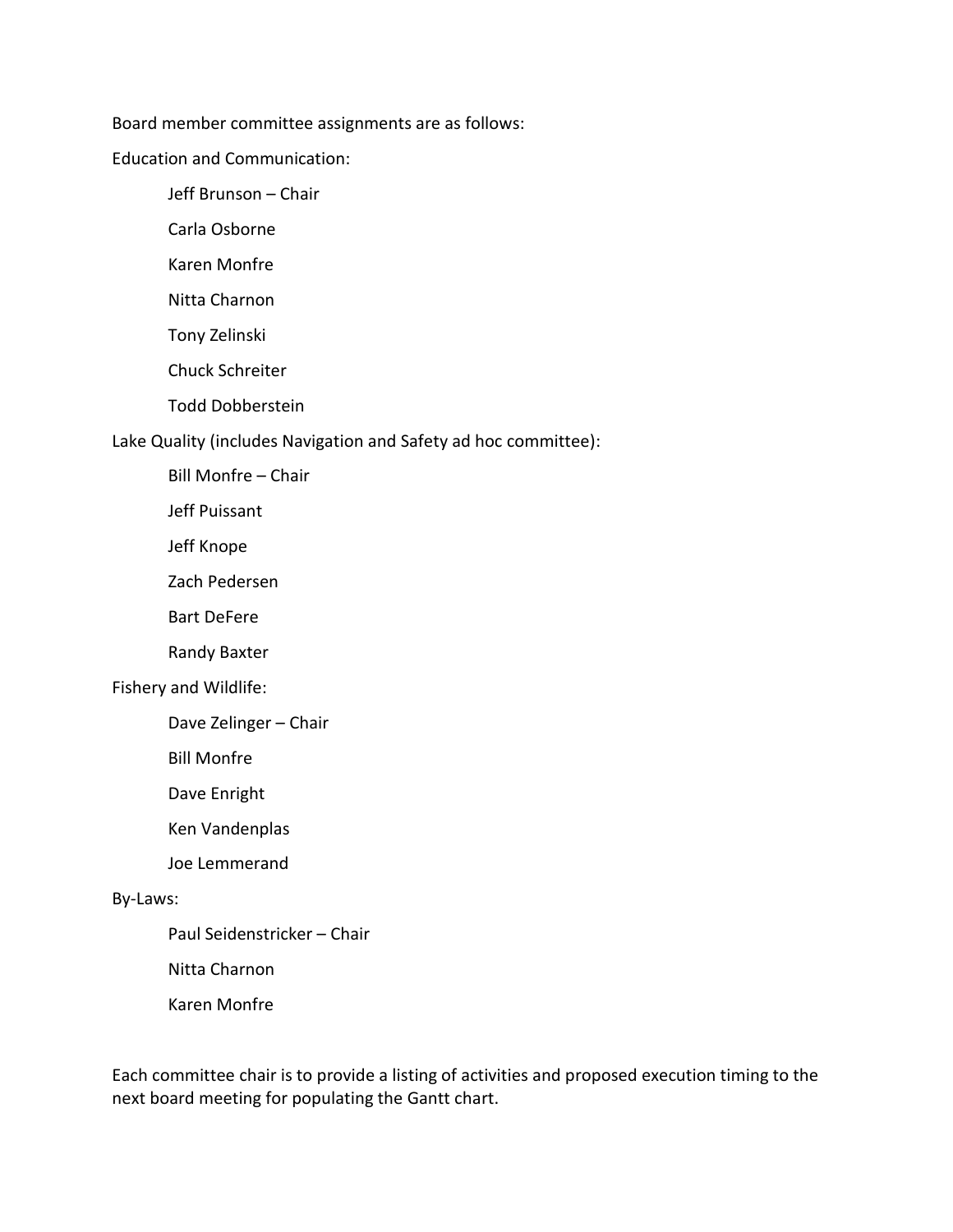Board member committee assignments are as follows:

Education and Communication:

- Jeff Brunson – Chair
- Carla Osborne
- Karen Monfre
- Nitta Charnon
- Tony Zelinski
- Chuck Schreiter
- Todd Dobberstein

Lake Quality (includes Navigation and Safety ad hoc committee):

- Bill Monfre – Chair
- Jeff Puissant
- Jeff Knope
- Zach Pedersen
- Bart DeFere
- Randy Baxter

Fishery and Wildlife:

- Dave Zelinger – Chair
- Bill Monfre
- Dave Enright
- Ken Vandenplas
- Joe Lemmerand

By-Laws:

- Paul Seidenstricker – Chair
- Nitta Charnon
- Karen Monfre

Each committee chair is to provide a listing of activities and proposed execution timing to the next board meeting for populating the Gantt chart.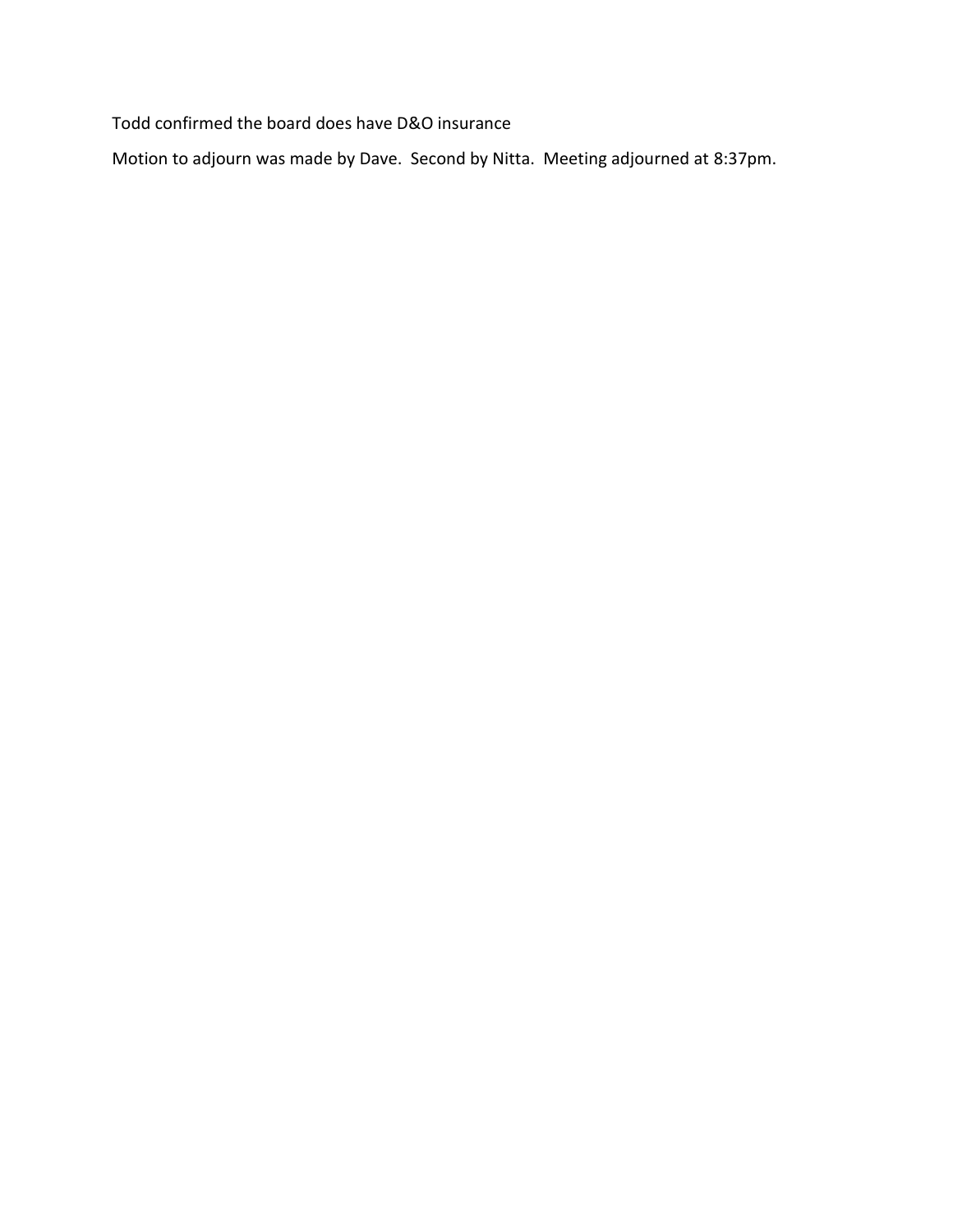Todd confirmed the board does have D&O insurance

Motion to adjourn was made by Dave. Second by Nitta. Meeting adjourned at 8:37pm.